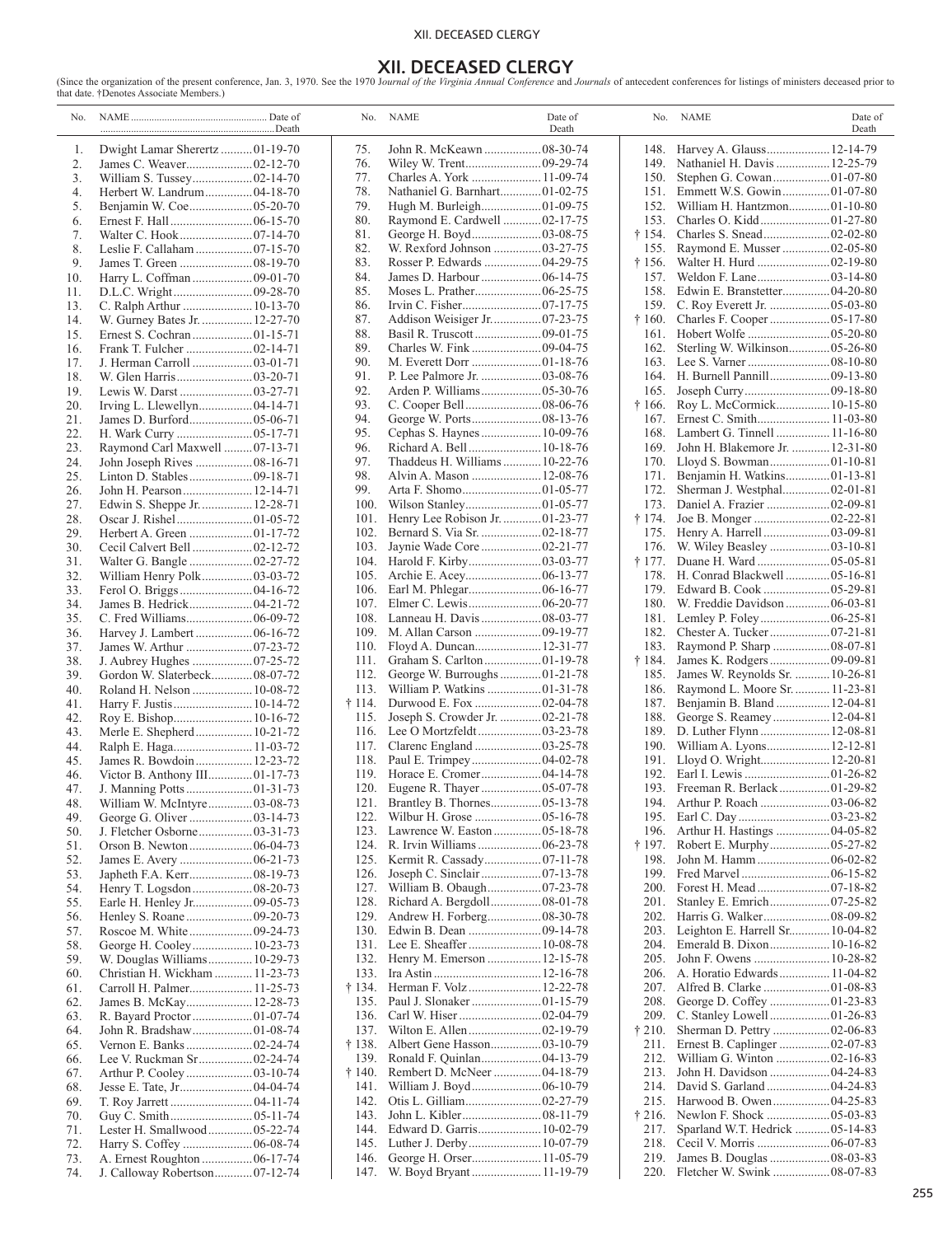# XII. DECEASED CLERGY

(Since the organization of the present conference, Jan. 3, 1970. See the 1970 *Journal of the Virginia Annual Conference* and *Journals* of antecedent conferences for listings of ministers deceased prior to that date. †Denotes Associate Members.)

| No. | NAME | Date of Death |
|---|---|---|
| 1. | Dwight Lamar Sherertz | 01-19-70 |
| 2. | James C. Weaver | 02-12-70 |
| 3. | William S. Tussey | 02-14-70 |
| 4. | Herbert W. Landrum | 04-18-70 |
| 5. | Benjamin W. Coe | 05-20-70 |
| 6. | Ernest F. Hall | 06-15-70 |
| 7. | Walter C. Hook | 07-14-70 |
| 8. | Leslie F. Callaham | 07-15-70 |
| 9. | James T. Green | 08-19-70 |
| 10. | Harry L. Coffman | 09-01-70 |
| 11. | D.L.C. Wright | 09-28-70 |
| 13. | C. Ralph Arthur | 10-13-70 |
| 14. | W. Gurney Bates Jr. | 12-27-70 |
| 15. | Ernest S. Cochran | 01-15-71 |
| 16. | Frank T. Fulcher | 02-14-71 |
| 17. | J. Herman Carroll | 03-01-71 |
| 18. | W. Glen Harris | 03-20-71 |
| 19. | Lewis W. Darst | 03-27-71 |
| 20. | Irving L. Llewellyn | 04-14-71 |
| 21. | James D. Burford | 05-06-71 |
| 22. | H. Wark Curry | 05-17-71 |
| 23. | Raymond Carl Maxwell | 07-13-71 |
| 24. | John Joseph Rives | 08-16-71 |
| 25. | Linton D. Stables | 09-18-71 |
| 26. | John H. Pearson | 12-14-71 |
| 27. | Edwin S. Sheppe Jr. | 12-28-71 |
| 28. | Oscar J. Rishel | 01-05-72 |
| 29. | Herbert A. Green | 01-17-72 |
| 30. | Cecil Calvert Bell | 02-12-72 |
| 31. | Walter G. Bangle | 02-27-72 |
| 32. | William Henry Polk | 03-03-72 |
| 33. | Ferol O. Briggs | 04-16-72 |
| 34. | James B. Hedrick | 04-21-72 |
| 35. | C. Fred Williams | 06-09-72 |
| 36. | Harvey J. Lambert | 06-16-72 |
| 37. | James W. Arthur | 07-23-72 |
| 38. | J. Aubrey Hughes | 07-25-72 |
| 39. | Gordon W. Slaterbeck | 08-07-72 |
| 40. | Roland H. Nelson | 10-08-72 |
| 41. | Harry F. Justis | 10-14-72 |
| 42. | Roy E. Bishop | 10-16-72 |
| 43. | Merle E. Shepherd | 10-21-72 |
| 44. | Ralph E. Haga | 11-03-72 |
| 45. | James R. Bowdoin | 12-23-72 |
| 46. | Victor B. Anthony III | 01-17-73 |
| 47. | J. Manning Potts | 01-31-73 |
| 48. | William W. McIntyre | 03-08-73 |
| 49. | George G. Oliver | 03-14-73 |
| 50. | J. Fletcher Osborne | 03-31-73 |
| 51. | Orson B. Newton | 06-04-73 |
| 52. | James E. Avery | 06-21-73 |
| 53. | Japheth F.A. Kerr | 08-19-73 |
| 54. | Henry T. Logsdon | 08-20-73 |
| 55. | Earle H. Henley Jr. | 09-05-73 |
| 56. | Henley S. Roane | 09-20-73 |
| 57. | Roscoe M. White | 09-24-73 |
| 58. | George H. Cooley | 10-23-73 |
| 59. | W. Douglas Williams | 10-29-73 |
| 60. | Christian H. Wickham | 11-23-73 |
| 61. | Carroll H. Palmer | 11-25-73 |
| 62. | James B. McKay | 12-28-73 |
| 63. | R. Bayard Proctor | 01-07-74 |
| 64. | John R. Bradshaw | 01-08-74 |
| 65. | Vernon E. Banks | 02-24-74 |
| 66. | Lee V. Ruckman Sr | 02-24-74 |
| 67. | Arthur P. Cooley | 03-10-74 |
| 68. | Jesse E. Tate, Jr | 04-04-74 |
| 69. | T. Roy Jarrett | 04-11-74 |
| 70. | Guy C. Smith | 05-11-74 |
| 71. | Lester H. Smallwood | 05-22-74 |
| 72. | Harry S. Coffey | 06-08-74 |
| 73. | A. Ernest Roughton | 06-17-74 |
| 74. | J. Calloway Robertson | 07-12-74 |
| 75. | John R. McKeawn | 08-30-74 |
| 76. | Wiley W. Trent | 09-29-74 |
| 77. | Charles A. York | 11-09-74 |
| 78. | Nathaniel G. Barnhart | 01-02-75 |
| 79. | Hugh M. Burleigh | 01-09-75 |
| 80. | Raymond E. Cardwell | 02-17-75 |
| 81. | George H. Boyd | 03-08-75 |
| 82. | W. Rexford Johnson | 03-27-75 |
| 83. | Rosser P. Edwards | 04-29-75 |
| 84. | James D. Harbour | 06-14-75 |
| 85. | Moses L. Prather | 06-25-75 |
| 86. | Irvin C. Fisher | 07-17-75 |
| 87. | Addison Weisiger Jr. | 07-23-75 |
| 88. | Basil R. Truscott | 09-01-75 |
| 89. | Charles W. Fink | 09-04-75 |
| 90. | M. Everett Dorr | 01-18-76 |
| 91. | P. Lee Palmore Jr. | 03-08-76 |
| 92. | Arden P. Williams | 05-30-76 |
| 93. | C. Cooper Bell | 08-06-76 |
| 94. | George W. Ports | 08-13-76 |
| 95. | Cephas S. Haynes | 10-09-76 |
| 96. | Richard A. Bell | 10-18-76 |
| 97. | Thaddeus H. Williams | 10-22-76 |
| 98. | Alvin A. Mason | 12-08-76 |
| 99. | Arta F. Shomo | 01-05-77 |
| 100. | Wilson Stanley | 01-05-77 |
| 101. | Henry Lee Robison Jr. | 01-23-77 |
| 102. | Bernard S. Via Sr. | 02-18-77 |
| 103. | Jaynie Wade Core | 02-21-77 |
| 104. | Harold F. Kirby | 03-03-77 |
| 105. | Archie E. Acey | 06-13-77 |
| 106. | Earl M. Phlegar | 06-16-77 |
| 107. | Elmer C. Lewis | 06-20-77 |
| 108. | Lanneau H. Davis | 08-03-77 |
| 109. | M. Allan Carson | 09-19-77 |
| 110. | Floyd A. Duncan | 12-31-77 |
| 111. | Graham S. Carlton | 01-19-78 |
| 112. | George W. Burroughs | 01-21-78 |
| 113. | William P. Watkins | 01-31-78 |
| † 114. | Durwood E. Fox | 02-04-78 |
| 115. | Joseph S. Crowder Jr. | 02-21-78 |
| 116. | Lee O Mortzfeldt | 03-23-78 |
| 117. | Clarenc England | 03-25-78 |
| 118. | Paul E. Trimpey | 04-02-78 |
| 119. | Horace E. Cromer | 04-14-78 |
| 120. | Eugene R. Thayer | 05-07-78 |
| 121. | Brantley B. Thornes | 05-13-78 |
| 122. | Wilbur H. Grose | 05-16-78 |
| 123. | Lawrence W. Easton | 05-18-78 |
| 124. | R. Irvin Williams | 06-23-78 |
| 125. | Kermit R. Cassady | 07-11-78 |
| 126. | Joseph C. Sinclair | 07-13-78 |
| 127. | William B. Obaugh | 07-23-78 |
| 128. | Richard A. Bergdoll | 08-01-78 |
| 129. | Andrew H. Forberg | 08-30-78 |
| 130. | Edwin B. Dean | 09-14-78 |
| 131. | Lee E. Sheaffer | 10-08-78 |
| 132. | Henry M. Emerson | 12-15-78 |
| 133. | Ira Astin | 12-16-78 |
| † 134. | Herman F. Volz | 12-22-78 |
| 135. | Paul J. Slonaker | 01-15-79 |
| 136. | Carl W. Hiser | 02-04-79 |
| 137. | Wilton E. Allen | 02-19-79 |
| † 138. | Albert Gene Hasson | 03-10-79 |
| 139. | Ronald F. Quinlan | 04-13-79 |
| † 140. | Rembert D. McNeer | 04-18-79 |
| 141. | William J. Boyd | 06-10-79 |
| 142. | Otis L. Gilliam | 02-27-79 |
| 143. | John L. Kibler | 08-11-79 |
| 144. | Edward D. Garris | 10-02-79 |
| 145. | Luther J. Derby | 10-07-79 |
| 146. | George H. Orser | 11-05-79 |
| 147. | W. Boyd Bryant | 11-19-79 |
| 148. | Harvey A. Glauss | 12-14-79 |
| 149. | Nathaniel H. Davis | 12-25-79 |
| 150. | Stephen G. Cowan | 01-07-80 |
| 151. | Emmett W.S. Gowin | 01-07-80 |
| 152. | William H. Hantzmon | 01-10-80 |
| 153. | Charles O. Kidd | 01-27-80 |
| † 154. | Charles S. Snead | 02-02-80 |
| 155. | Raymond E. Musser | 02-05-80 |
| † 156. | Walter H. Hurd | 02-19-80 |
| 157. | Weldon F. Lane | 03-14-80 |
| 158. | Edwin E. Branstetter | 04-20-80 |
| 159. | C. Roy Everett Jr. | 05-03-80 |
| † 160. | Charles F. Cooper | 05-17-80 |
| 161. | Hobert Wolfe | 05-20-80 |
| 162. | Sterling W. Wilkinson | 05-26-80 |
| 163. | Lee S. Varner | 08-10-80 |
| 164. | H. Burnell Pannill | 09-13-80 |
| 165. | Joseph Curry | 09-18-80 |
| † 166. | Roy L. McCormick | 10-15-80 |
| 167. | Ernest C. Smith | 11-03-80 |
| 168. | Lambert G. Tinnell | 11-16-80 |
| 169. | John H. Blakemore Jr. | 12-31-80 |
| 170. | Lloyd S. Bowman | 01-10-81 |
| 171. | Benjamin H. Watkins | 01-13-81 |
| 172. | Sherman J. Westphal | 02-01-81 |
| 173. | Daniel A. Frazier | 02-09-81 |
| † 174. | Joe B. Monger | 02-22-81 |
| 175. | Henry A. Harrell | 03-09-81 |
| 176. | W. Wiley Beasley | 03-10-81 |
| † 177. | Duane H. Ward | 05-05-81 |
| 178. | H. Conrad Blackwell | 05-16-81 |
| 179. | Edward B. Cook | 05-29-81 |
| 180. | W. Freddie Davidson | 06-03-81 |
| 181. | Lemley P. Foley | 06-25-81 |
| 182. | Chester A. Tucker | 07-21-81 |
| 183. | Raymond P. Sharp | 08-07-81 |
| † 184. | James K. Rodgers | 09-09-81 |
| 185. | James W. Reynolds Sr. | 10-26-81 |
| 186. | Raymond L. Moore Sr. | 11-23-81 |
| 187. | Benjamin B. Bland | 12-04-81 |
| 188. | George S. Reamey | 12-04-81 |
| 189. | D. Luther Flynn | 12-08-81 |
| 190. | William A. Lyons | 12-12-81 |
| 191. | Lloyd O. Wright | 12-20-81 |
| 192. | Earl I. Lewis | 01-26-82 |
| 193. | Freeman R. Berlack | 01-29-82 |
| 194. | Arthur P. Roach | 03-06-82 |
| 195. | Earl C. Day | 03-23-82 |
| 196. | Arthur H. Hastings | 04-05-82 |
| † 197. | Robert E. Murphy | 05-27-82 |
| 198. | John M. Hamm | 06-02-82 |
| 199. | Fred Marvel | 06-15-82 |
| 200. | Forest H. Mead | 07-18-82 |
| 201. | Stanley E. Emrich | 07-25-82 |
| 202. | Harris G. Walker | 08-09-82 |
| 203. | Leighton E. Harrell Sr. | 10-04-82 |
| 204. | Emerald B. Dixon | 10-16-82 |
| 205. | John F. Owens | 10-28-82 |
| 206. | A. Horatio Edwards | 11-04-82 |
| 207. | Alfred B. Clarke | 01-08-83 |
| 208. | George D. Coffey | 01-23-83 |
| 209. | C. Stanley Lowell | 01-26-83 |
| † 210. | Sherman D. Pettry | 02-06-83 |
| 211. | Ernest B. Caplinger | 02-07-83 |
| 212. | William G. Winton | 02-16-83 |
| 213. | John H. Davidson | 04-24-83 |
| 214. | David S. Garland | 04-24-83 |
| 215. | Harwood B. Owen | 04-25-83 |
| † 216. | Newlon F. Shock | 05-03-83 |
| 217. | Sparland W.T. Hedrick | 05-14-83 |
| 218. | Cecil V. Morris | 06-07-83 |
| 219. | James B. Douglas | 08-03-83 |
| 220. | Fletcher W. Swink | 08-07-83 |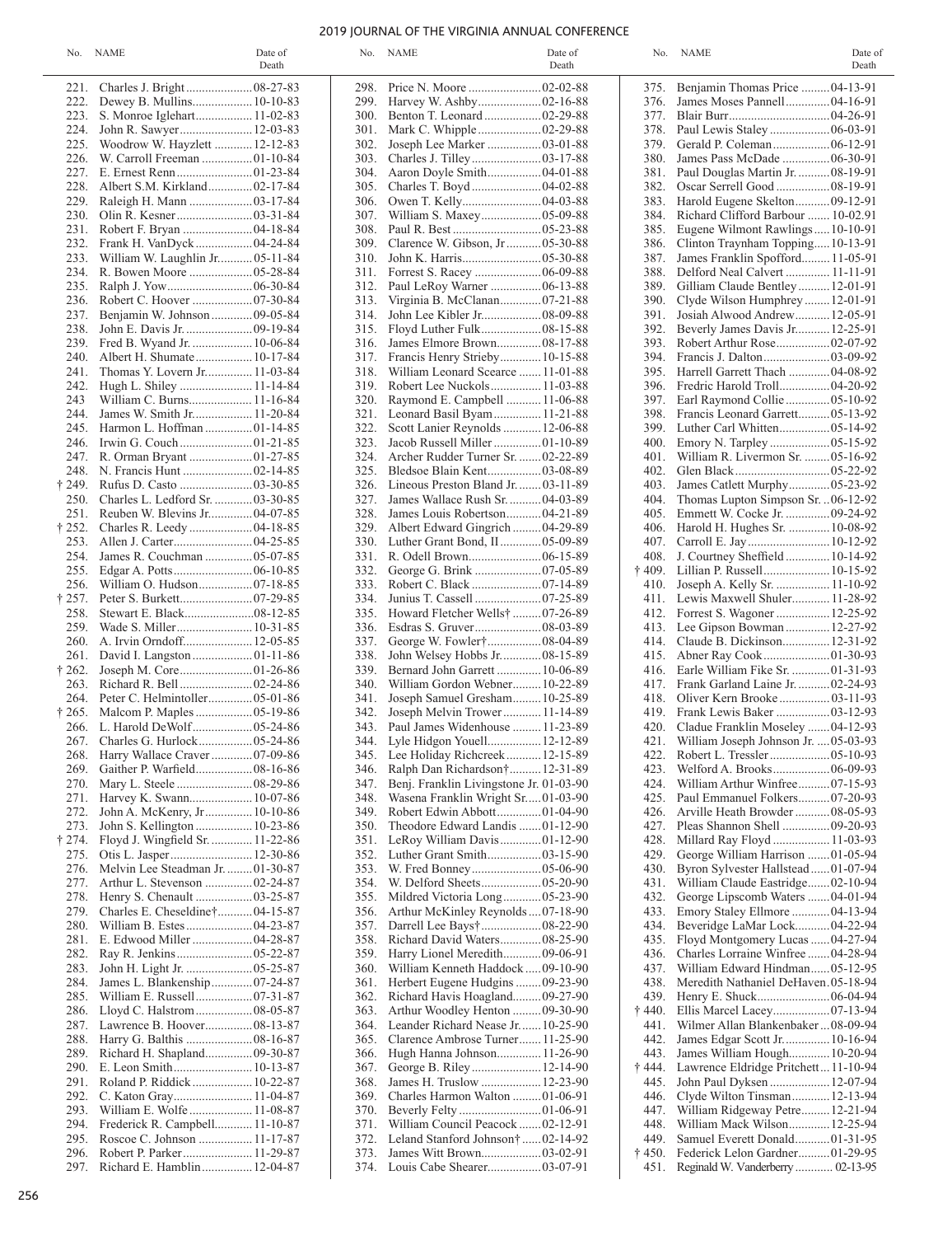| No. | NAME | Date of Death |
|---|---|---|
| 221. | Charles J. Bright | 08-27-83 |
| 222. | Dewey B. Mullins | 10-10-83 |
| 223. | S. Monroe Iglehart | 11-02-83 |
| 224. | John R. Sawyer | 12-03-83 |
| 225. | Woodrow W. Hayzlett | 12-12-83 |
| 226. | W. Carroll Freeman | 01-10-84 |
| 227. | E. Ernest Renn | 01-23-84 |
| 228. | Albert S.M. Kirkland | 02-17-84 |
| 229. | Raleigh H. Mann | 03-17-84 |
| 230. | Olin R. Kesner | 03-31-84 |
| 231. | Robert F. Bryan | 04-18-84 |
| 232. | Frank H. VanDyck | 04-24-84 |
| 233. | William W. Laughlin Jr. | 05-11-84 |
| 234. | R. Bowen Moore | 05-28-84 |
| 235. | Ralph J. Yow | 06-30-84 |
| 236. | Robert C. Hoover | 07-30-84 |
| 237. | Benjamin W. Johnson | 09-05-84 |
| 238. | John E. Davis Jr. | 09-19-84 |
| 239. | Fred B. Wyand Jr. | 10-06-84 |
| 240. | Albert H. Shumate | 10-17-84 |
| 241. | Thomas Y. Lovern Jr. | 11-03-84 |
| 242. | Hugh L. Shiley | 11-14-84 |
| 243 | William C. Burns | 11-16-84 |
| 244. | James W. Smith Jr. | 11-20-84 |
| 245. | Harmon L. Hoffman | 01-14-85 |
| 246. | Irwin G. Couch | 01-21-85 |
| 247. | R. Orman Bryant | 01-27-85 |
| 248. | N. Francis Hunt | 02-14-85 |
| † 249. | Rufus D. Casto | 03-30-85 |
| 250. | Charles L. Ledford Sr. | 03-30-85 |
| 251. | Reuben W. Blevins Jr. | 04-07-85 |
| † 252. | Charles R. Leedy | 04-18-85 |
| 253. | Allen J. Carter | 04-25-85 |
| 254. | James R. Couchman | 05-07-85 |
| 255. | Edgar A. Potts | 06-10-85 |
| 256. | William O. Hudson | 07-18-85 |
| † 257. | Peter S. Burkett | 07-29-85 |
| 258. | Stewart E. Black | 08-12-85 |
| 259. | Wade S. Miller | 10-31-85 |
| 260. | A. Irvin Orndoff | 12-05-85 |
| 261. | David I. Langston | 01-11-86 |
| † 262. | Joseph M. Core | 01-26-86 |
| 263. | Richard R. Bell | 02-24-86 |
| 264. | Peter C. Helmintoller | 05-01-86 |
| † 265. | Malcom P. Maples | 05-19-86 |
| 266. | L. Harold DeWolf | 05-24-86 |
| 267. | Charles G. Hurlock | 05-24-86 |
| 268. | Harry Wallace Craver | 07-09-86 |
| 269. | Gaither P. Warfield | 08-16-86 |
| 270. | Mary L. Steele | 08-29-86 |
| 271. | Harvey K. Swann | 10-07-86 |
| 272. | John A. McKenry, Jr | 10-10-86 |
| 273. | John S. Kellington | 10-23-86 |
| † 274. | Floyd J. Wingfield Sr. | 11-22-86 |
| 275. | Otis L. Jasper | 12-30-86 |
| 276. | Melvin Lee Steadman Jr. | 01-30-87 |
| 277. | Arthur L. Stevenson | 02-24-87 |
| 278. | Henry S. Chenault | 03-25-87 |
| 279. | Charles E. Cheseldine† | 04-15-87 |
| 280. | William B. Estes | 04-23-87 |
| 281. | E. Edwood Miller | 04-28-87 |
| 282. | Ray R. Jenkins | 05-22-87 |
| 283. | John H. Light Jr. | 05-25-87 |
| 284. | James L. Blankenship | 07-24-87 |
| 285. | William E. Russell | 07-31-87 |
| 286. | Lloyd C. Halstrom | 08-05-87 |
| 287. | Lawrence B. Hoover | 08-18-87 |
| 288. | Harry G. Balthis | 08-16-87 |
| 289. | Richard H. Shapland | 09-30-87 |
| 290. | E. Leon Smith | 10-13-87 |
| 291. | Roland P. Riddick | 10-22-87 |
| 292. | C. Katon Gray | 11-04-87 |
| 293. | William E. Wolfe | 11-08-87 |
| 294. | Frederick R. Campbell | 11-10-87 |
| 295. | Roscoe C. Johnson | 11-17-87 |
| 296. | Robert P. Parker | 11-29-87 |
| 297. | Richard E. Hamblin | 12-04-87 |
| 298. | Price N. Moore | 02-02-88 |
| 299. | Harvey W. Ashby | 02-16-88 |
| 300. | Benton T. Leonard | 02-29-88 |
| 301. | Mark C. Whipple | 02-29-88 |
| 302. | Joseph Lee Marker | 03-01-88 |
| 303. | Charles J. Tilley | 03-17-88 |
| 304. | Aaron Doyle Smith | 04-01-88 |
| 305. | Charles T. Boyd | 04-02-88 |
| 306. | Owen T. Kelly | 04-03-88 |
| 307. | William S. Maxey | 05-09-88 |
| 308. | Paul R. Best | 05-23-88 |
| 309. | Clarence W. Gibson, Jr | 05-30-88 |
| 310. | John K. Harris | 05-30-88 |
| 311. | Forrest S. Racey | 06-09-88 |
| 312. | Paul LeRoy Warner | 06-13-88 |
| 313. | Virginia B. McClanan | 07-21-88 |
| 314. | John Lee Kibler Jr. | 08-09-88 |
| 315. | Floyd Luther Fulk | 08-15-88 |
| 316. | James Elmore Brown | 08-17-88 |
| 317. | Francis Henry Strieby | 10-15-88 |
| 318. | William Leonard Scearce | 11-01-88 |
| 319. | Robert Lee Nuckols | 11-03-88 |
| 320. | Raymond E. Campbell | 11-06-88 |
| 321. | Leonard Basil Byam | 11-21-88 |
| 322. | Scott Lanier Reynolds | 12-06-88 |
| 323. | Jacob Russell Miller | 01-10-89 |
| 324. | Archer Rudder Turner Sr. | 02-22-89 |
| 325. | Bledsoe Blain Kent | 03-08-89 |
| 326. | Lineous Preston Bland Jr. | 03-11-89 |
| 327. | James Wallace Rush Sr. | 04-03-89 |
| 328. | James Louis Robertson | 04-21-89 |
| 329. | Albert Edward Gingrich | 04-29-89 |
| 330. | Luther Grant Bond, II | 05-09-89 |
| 331. | R. Odell Brown | 06-15-89 |
| 332. | George G. Brink | 07-05-89 |
| 333. | Robert C. Black | 07-14-89 |
| 334. | Junius T. Cassell | 07-25-89 |
| 335. | Howard Fletcher Wells† | 07-26-89 |
| 336. | Esdras S. Gruver | 08-03-89 |
| 337. | George W. Fowler† | 08-04-89 |
| 338. | John Welsey Hobbs Jr. | 08-15-89 |
| 339. | Bernard John Garrett | 10-06-89 |
| 340. | William Gordon Webner | 10-22-89 |
| 341. | Joseph Samuel Gresham | 10-25-89 |
| 342. | Joseph Melvin Trower | 11-14-89 |
| 343. | Paul James Widenhouse | 11-23-89 |
| 344. | Lyle Hidgon Youell | 12-12-89 |
| 345. | Lee Holiday Richcreek | 12-15-89 |
| 346. | Ralph Dan Richardson† | 12-31-89 |
| 347. | Benj. Franklin Livingstone Jr. | 01-03-90 |
| 348. | Wasena Franklin Wright Sr. | 01-03-90 |
| 349. | Robert Edwin Abbott | 01-04-90 |
| 350. | Theodore Edward Landis | 01-12-90 |
| 351. | LeRoy William Davis | 01-12-90 |
| 352. | Luther Grant Smith | 03-15-90 |
| 353. | W. Fred Bonney | 05-06-90 |
| 354. | W. Delford Sheets | 05-20-90 |
| 355. | Mildred Victoria Long | 05-23-90 |
| 356. | Arthur McKinley Reynolds | 07-18-90 |
| 357. | Darrell Lee Bays† | 08-22-90 |
| 358. | Richard David Waters | 08-25-90 |
| 359. | Harry Lionel Meredith | 09-06-91 |
| 360. | William Kenneth Haddock | 09-10-90 |
| 361. | Herbert Eugene Hudgins | 09-23-90 |
| 362. | Richard Havis Hoagland | 09-27-90 |
| 363. | Arthur Woodley Henton | 09-30-90 |
| 364. | Leander Richard Nease Jr. | 10-25-90 |
| 365. | Clarence Ambrose Turner | 11-25-90 |
| 366. | Hugh Hanna Johnson | 11-26-90 |
| 367. | George B. Riley | 12-14-90 |
| 368. | James H. Truslow | 12-23-90 |
| 369. | Charles Harmon Walton | 01-06-91 |
| 370. | Beverly Felty | 01-06-91 |
| 371. | William Council Peacock | 02-12-91 |
| 372. | Leland Stanford Johnson† | 02-14-92 |
| 373. | James Witt Brown | 03-02-91 |
| 374. | Louis Cabe Shearer | 03-07-91 |
| 375. | Benjamin Thomas Price | 04-13-91 |
| 376. | James Moses Pannell | 04-16-91 |
| 377. | Blair Burr | 04-26-91 |
| 378. | Paul Lewis Staley | 06-03-91 |
| 379. | Gerald P. Coleman | 06-12-91 |
| 380. | James Pass McDade | 06-30-91 |
| 381. | Paul Douglas Martin Jr. | 08-19-91 |
| 382. | Oscar Serrell Good | 08-19-91 |
| 383. | Harold Eugene Skelton | 09-12-91 |
| 384. | Richard Clifford Barbour | 10-02.91 |
| 385. | Eugene Wilmont Rawlings | 10-10-91 |
| 386. | Clinton Traynham Topping | 10-13-91 |
| 387. | James Franklin Spofford | 11-05-91 |
| 388. | Delford Neal Calvert | 11-11-91 |
| 389. | Gilliam Claude Bentley | 12-01-91 |
| 390. | Clyde Wilson Humphrey | 12-01-91 |
| 391. | Josiah Alwood Andrew | 12-05-91 |
| 392. | Beverly James Davis Jr. | 12-25-91 |
| 393. | Robert Arthur Rose | 02-07-92 |
| 394. | Francis J. Dalton | 03-09-92 |
| 395. | Harrell Garrett Thach | 04-08-92 |
| 396. | Fredric Harold Troll | 04-20-92 |
| 397. | Earl Raymond Collie | 05-10-92 |
| 398. | Francis Leonard Garrett | 05-13-92 |
| 399. | Luther Carl Whitten | 05-14-92 |
| 400. | Emory N. Tarpley | 05-15-92 |
| 401. | William R. Livermon Sr. | 05-16-92 |
| 402. | Glen Black | 05-22-92 |
| 403. | James Catlett Murphy | 05-23-92 |
| 404. | Thomas Lupton Simpson Sr. | 06-12-92 |
| 405. | Emmett W. Cocke Jr. | 09-24-92 |
| 406. | Harold H. Hughes Sr. | 10-08-92 |
| 407. | Carroll E. Jay | 10-12-92 |
| 408. | J. Courtney Sheffield | 10-14-92 |
| † 409. | Lillian P. Russell | 10-15-92 |
| 410. | Joseph A. Kelly Sr. | 11-10-92 |
| 411. | Lewis Maxwell Shuler | 11-28-92 |
| 412. | Forrest S. Wagoner | 12-25-92 |
| 413. | Lee Gipson Bowman | 12-27-92 |
| 414. | Claude B. Dickinson | 12-31-92 |
| 415. | Abner Ray Cook | 01-30-93 |
| 416. | Earle William Fike Sr. | 01-31-93 |
| 417. | Frank Garland Laine Jr. | 02-24-93 |
| 418. | Oliver Kern Brooke | 03-11-93 |
| 419. | Frank Lewis Baker | 03-12-93 |
| 420. | Cladue Franklin Moseley | 04-12-93 |
| 421. | William Joseph Johnson Jr. | 05-03-93 |
| 422. | Robert L. Tressler | 05-10-93 |
| 423. | Welford A. Brooks | 06-09-93 |
| 424. | William Arthur Winfree | 07-15-93 |
| 425. | Paul Emmanuel Folkers | 07-20-93 |
| 426. | Arville Heath Browder | 08-05-93 |
| 427. | Pleas Shannon Shell | 09-20-93 |
| 428. | Millard Ray Floyd | 11-03-93 |
| 429. | George William Harrison | 01-05-94 |
| 430. | Byron Sylvester Hallstead | 01-07-94 |
| 431. | William Claude Eastridge | 02-10-94 |
| 432. | George Lipscomb Waters | 04-01-94 |
| 433. | Emory Staley Ellmore | 04-13-94 |
| 434. | Beveridge LaMar Lock | 04-22-94 |
| 435. | Floyd Montgomery Lucas | 04-27-94 |
| 436. | Charles Lorraine Winfree | 04-28-94 |
| 437. | William Edward Hindman | 05-12-95 |
| 438. | Meredith Nathaniel DeHaven | 05-18-94 |
| 439. | Henry E. Shuck | 06-04-94 |
| † 440. | Ellis Marcel Lacey | 07-13-94 |
| 441. | Wilmer Allan Blankenbaker | 08-09-94 |
| 442. | James Edgar Scott Jr. | 10-16-94 |
| 443. | James William Hough | 10-20-94 |
| † 444. | Lawrence Eldridge Pritchett | 11-10-94 |
| 445. | John Paul Dyksen | 12-07-94 |
| 446. | Clyde Wilton Tinsman | 12-13-94 |
| 447. | William Ridgeway Petre | 12-21-94 |
| 448. | William Mack Wilson | 12-25-94 |
| 449. | Samuel Everett Donald | 01-31-95 |
| † 450. | Federick Lelon Gardner | 01-29-95 |
| 451. | Reginald W. Vanderberry | 02-13-95 |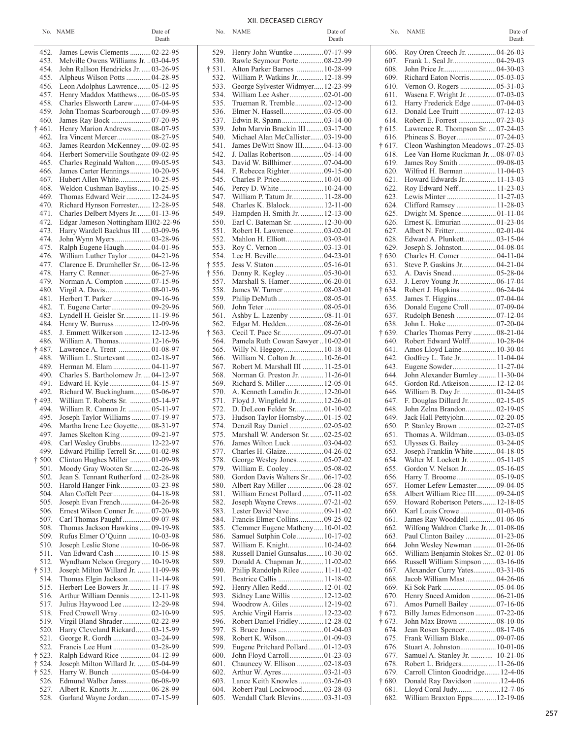## XII. DECEASED CLERGY

| No. | NAME | Date of Death |
|---|---|---|
| 452. | James Lewis Clements | 02-22-95 |
| 453. | Melville Owens Williams Jr. | 03-04-95 |
| 454. | John Rallson Hendricks Jr. | 03-26-95 |
| 455. | Alpheus Wilson Potts | 04-28-95 |
| 456. | Leon Adolphus Lawrence | 05-12-95 |
| 457. | Henry Maddox Matthews | 06-05-95 |
| 458. | Charles Elsworth Larew | 07-04-95 |
| 459. | John Thomas Scarborough | 07-09-95 |
| 460. | James Ray Bock | 07-20-95 |
| † 461. | Henry Marion Andrews | 08-07-95 |
| 462. | Ira Vincent Mercer | 08-27-95 |
| 463. | James Reardon McKenney | 09-02-95 |
| 464. | Herbert Somerville Southgate | 09-02-95 |
| 465. | Charles Reginald Walton | 09-05-95 |
| 466. | James Carter Hennings | 10-20-95 |
| 467. | Hubert Allen White | 10-25-95 |
| 468. | Weldon Cushman Bayliss | 10-25-95 |
| 469. | Thomas Edward Weir | 12-24-95 |
| 470. | Richard Hynson Forrester | 12-28-95 |
| 471. | Charles Delbert Myers Jr. | 01-13-96 |
| 472. | Edgar Jameson Nottingham III | 02-22-96 |
| 473. | Harry Wardell Backhus III | 03-09-96 |
| 474. | John Wynn Myers | 03-28-96 |
| 475. | Ralph Eugene Haugh | 04-01-96 |
| 476. | William Luther Taylor | 04-21-96 |
| 477. | Clarence E. Drumheller Sr. | 06-12-96 |
| 478. | Harry C. Renner | 06-27-96 |
| 479. | Norman A. Compton | 07-15-96 |
| 480. | Virgil A. Davis | 08-01-96 |
| 481. | Herbert T. Parker | 09-16-96 |
| 482. | T. Eugene Carter | 09-29-96 |
| 483. | Lyndell H. Geisler Sr. | 11-19-96 |
| 484. | Henry W. Burruss | 12-09-96 |
| 485. | J. Emmett Wilkerson | 12-12-96 |
| 486. | William A. Thomas | 12-16-96 |
| † 487. | Lawrence A. Trent | 01-08-97 |
| 488. | William L. Sturtevant | 02-18-97 |
| 489. | Herman M. Elam | 04-11-97 |
| 490. | Charles S. Bartholomew Jr. | 04-12-97 |
| 491. | Edward H. Kyle | 04-15-97 |
| 492. | Richard W. Buckingham | 05-06-97 |
| † 493. | William T. Roberts Sr. | 05-14-97 |
| 494. | William R. Cannon Jr. | 05-11-97 |
| 495. | Joseph Taylor Williams | 07-19-97 |
| 496. | Martha Irene Lee Goyette | 08-31-97 |
| 497. | James Skelton King | 09-21-97 |
| 498. | Carl Wesley Grubbs | 12-22-97 |
| 499. | Edward Phillip Terrell Sr. | 01-02-98 |
| † 500. | Clinton Hughes Miller | 01-09-98 |
| 501. | Moody Gray Wooten Sr. | 02-26-98 |
| 502. | Jean S. Tennant Rutherford | 02-28-98 |
| 503. | Harold Hanger Fink | 03-23-98 |
| 504. | Alan Coffelt Peer | 04-18-98 |
| 505. | Joseph Evan French | 04-26-98 |
| 506. | Ernest Wilson Conner Jr. | 07-20-98 |
| 507. | Carl Thomas Paughf | 09-07-98 |
| 508. | Thomas Jackson Hawkins | 09-19-98 |
| 509. | Rufus Elmer O'Quinn | 10-03-98 |
| 510. | Joseph Leslie Stone | 10-06-98 |
| 511. | Van Edward Cash | 10-15-98 |
| 512. | Wyndham Nelson Gregory | 10-19-98 |
| † 513. | Joseph Milton Willard Jr. | 11-09-98 |
| 514. | Thomas Elgin Jackson | 11-14-98 |
| 515. | Herbert Lee Bowers Jr. | 11-17-98 |
| 516. | Arthur William Dennis | 12-11-98 |
| 517. | Julius Haywood Lee | 12-29-98 |
| 518. | Fred Crowell Wray | 02-10-99 |
| 519. | Virgil Bland Shrader | 02-22-99 |
| 520. | Harry Cleveland Rickard | 03-15-99 |
| 521. | George R. Gordh | 03-24-99 |
| 522. | Francis Lee Hunt | 03-28-99 |
| † 523. | Ralph Edward Rice | 04-12-99 |
| † 524. | Joseph Milton Willard Jr. | 05-04-99 |
| † 525. | Harry W. Bunch | 05-04-99 |
| 526. | Edmund Walber Janss | 06-08-99 |
| 527. | Albert R. Knotts Jr. | 06-28-99 |
| 528. | Garland Wayne Jordan | 07-15-99 |
| 529. | Henry John Wuntke | 07-17-99 |
| 530. | Rawle Seymour Porte | 08-22-99 |
| † 531. | Alton Parker Barnes | 10-28-99 |
| 532. | William P. Watkins Jr. | 12-18-99 |
| 533. | George Sylvester Widmyer | 12-23-99 |
| 534. | William Lee Asher | 02-01-00 |
| 535. | Trueman R. Tremble | 02-12-00 |
| 536. | Elmer N. Hassell | 03-05-00 |
| 537. | Edwin R. Spann | 03-14-00 |
| 539. | John Marvin Brackin III | 03-17-00 |
| 540. | Michael Alan McCallister | 03-19-00 |
| 541. | James DeWitt Snow III | 04-13-00 |
| 542. | J. Dallas Robertson | 05-14-00 |
| 543. | David W. Billhimer | 07-04-00 |
| 544. | F. Rebecca Righter | 09-15-00 |
| 545. | Charles P. Price | 10-01-00 |
| 546. | Percy D. White | 10-24-00 |
| 547. | William P. Tatum Jr. | 11-28-00 |
| 548. | Charles K. Blalock | 12-11-00 |
| 549. | Hampden H. Smith Jr. | 12-13-00 |
| 550. | Earl C. Bateman Sr. | 12-30-00 |
| 551. | Robert H. Lawrence | 03-02-01 |
| 552. | Mahlon H. Elliott | 03-03-01 |
| 553. | Roy C. Vernon | 03-13-01 |
| 554. | Lee H. Beville | 04-23-01 |
| † 555. | Jess V. Staton | 05-16-01 |
| † 556. | Denny R. Kegley | 05-30-01 |
| 557. | Marshall S. Hamer | 06-20-01 |
| 558. | James W. Turner | 08-03-01 |
| 559. | Philip DeMuth | 08-05-01 |
| 560. | John Teter | 08-05-01 |
| 561. | Ashby L. Lazenby | 08-11-01 |
| 562. | Edgar M. Hedden | 08-26-01 |
| † 563. | Cecil T. Pace Sr. | 09-07-01 |
| 564. | Pamela Ruth Cowan Sawyer | 10-02-01 |
| 565. | Willy N. Heggoy | 10-18-01 |
| 566. | William N. Colton Jr. | 10-26-01 |
| 567. | Robert M. Marshall III | 11-25-01 |
| 568. | Norman G. Preston Jr. | 11-26-01 |
| 569. | Richard S. Miller | 12-05-01 |
| 570. | A. Kenneth Lamdin Jr. | 12-20-01 |
| 571. | Floyd J. Wingfield Jr. | 12-26-01 |
| 572. | D. DeLeon Felder Sr. | 01-10-02 |
| 573. | Hudson Taylor Hornsby | 01-15-02 |
| 574. | Denzil Ray Daniel | 02-05-02 |
| 575. | Marshall W. Anderson Sr. | 02-25-02 |
| 576. | James Wilton Luck | 03-04-02 |
| 577. | Charles H. Glaize | 04-26-02 |
| 578. | George Wesley Jones | 05-07-02 |
| 579. | William E. Cooley | 05-08-02 |
| 580. | Gordon Davis Walters Sr | 06-17-02 |
| 580. | Albert Ray Miller | 06-28-02 |
| 581. | William Ernest Pollard | 07-11-02 |
| 582. | Joseph Wayne Crews | 07-21-02 |
| 583. | Lester David Nave | 09-11-02 |
| 584. | Francis Elmer Collins | 09-25-02 |
| 585. | Clemmer Eugene Matheny | 10-01-02 |
| 586. | Samuel Sutphin Cole | 10-17-02 |
| 587. | William E. Knight | 10-24-02 |
| 588. | Russell Daniel Gunsalus | 10-30-02 |
| 589. | Donald A. Chapman Jr. | 11-02-02 |
| 590. | Philip Randolph Rilee | 11-11-02 |
| 591. | Beatrice Callis | 11-18-02 |
| 592. | Henry Allen Redd | 12-01-02 |
| 593. | Sidney Lane Willis | 12-12-02 |
| 594. | Woodrow A. Giles | 12-19-02 |
| 595. | Archie Virgil Harris | 12-22-02 |
| 596. | Robert Daniel Fridley | 12-28-02 |
| 597. | S. Bruce Jones | 01-04-03 |
| 598. | Robert K. Wilson | 01-09-03 |
| 599. | Eugene Pritchard Pollard | 01-12-03 |
| 600. | John Floyd Carroll | 01-23-03 |
| 601. | Chauncey W. Ellison | 02-18-03 |
| 602. | Arthur W. Ayres | 03-21-03 |
| 603. | Lance Keith Knowles | 03-26-03 |
| 604. | Robert Paul Lockwood | 03-28-03 |
| 605. | Wendall Clark Blevins | 03-31-03 |
| 606. | Roy Oren Creech Jr. | 04-26-03 |
| 607. | Frank L. Seal Jr. | 04-29-03 |
| 608. | John Price Jr. | 04-30-03 |
| 609. | Richard Eaton Norris | 05-03-03 |
| 610. | Vernon O. Rogers | 05-31-03 |
| 611. | Wasena F. Wright Jr. | 07-03-03 |
| 612. | Harry Frederick Edge | 07-04-03 |
| 613. | Donald Lee Truitt | 07-12-03 |
| 614. | Robert E. Forrest | 07-23-03 |
| † 615. | Lawrence R. Thompson Sr. | 07-24-03 |
| 616. | Phineas S. Boyer | 07-24-03 |
| † 617. | Cleon Washington Meadows | 07-25-03 |
| 618. | Lee Van Horne Ruckman Jr. | 08-07-03 |
| 619. | James Roy Smith | 09-08-03 |
| 620. | Wilfred H. Berman | 11-04-03 |
| 621. | Howard Edwards Jr. | 11-13-03 |
| 622. | Roy Edward Neff | 11-23-03 |
| 623. | Lewis Minter | 11-27-03 |
| 624. | Clifford Ramsey | 11-28-03 |
| 625. | Dwight M. Spence | 01-11-04 |
| 626. | Ernest K. Emurian | 01-23-04 |
| 627. | Albert N. Fritter | 02-01-04 |
| 628. | Edward A. Plunkett | 03-15-04 |
| 629. | Joseph S. Johnston | 04-08-04 |
| † 630. | Charles H. Comer | 04-11-04 |
| 631. | Steve P. Gaskins Jr. | 04-21-04 |
| 632. | A. Davis Snead | 05-28-04 |
| 633. | J. Leroy Young Jr. | 06-17-04 |
| † 634. | Robert J. Hopkins | 06-24-04 |
| 635. | James T. Higgins | 07-04-04 |
| 636. | Donald Eugene Croll | 07-09-04 |
| 637. | Rudolph Benesh | 07-12-04 |
| 638. | John L. Hoke | 07-20-04 |
| † 639. | Charles Thomas Perry | 08-21-04 |
| 640. | Robert Edward Wolff | 10-28-04 |
| 641. | Amos Lloyd Laine | 10-30-04 |
| 642. | Godfrey L. Tate Jr. | 11-04-04 |
| 643. | Eugene Sowder | 11-27-04 |
| 644. | John Alexander Burnley | 11-30-04 |
| 645. | Gordon Rd. Atkeison | 12-12-04 |
| 646. | William B. Day Jr. | 01-24-05 |
| 647. | F. Douglas Dillard Jr. | 02-15-05 |
| 648. | John Zelna Brandon | 02-19-05 |
| 649. | Jack Hall Pettyjohn | 02-20-05 |
| 650. | P. Stanley Brown | 02-27-05 |
| 651. | Thomas A. Wildman | 03-03-05 |
| 652. | Ulysses G. Bailey | 03-24-05 |
| 653. | Joseph Franklin White | 04-18-05 |
| 654. | Walter M. Lockett Jr. | 05-11-05 |
| 655. | Gordon V. Nelson Jr. | 05-16-05 |
| 656. | Harry T. Broome | 05-19-05 |
| 657. | Homer Lefew Lemaster | 09-04-05 |
| 658. | Albert William Rice III | 09-24-05 |
| 659. | Howard Robertson Peters | 12-18-05 |
| 660. | Karl Louis Crowe | 01-03-06 |
| 661. | James Ray Wooddell | 01-06-06 |
| 662. | Wilfong Waldron Clarke Jr. | 01-08-06 |
| 663. | Paul Clinton Bailey | 01-23-06 |
| 664. | John Wesley Newman | 01-26-06 |
| 665. | William Benjamin Stokes Sr. | 02-01-06 |
| 666. | Russell William Simpson | 03-16-06 |
| 667. | Alexander Curry Yates | 03-31-06 |
| 668. | Jacob William Mast | 04-26-06 |
| 669. | Ki Sok Park | 05-04-06 |
| 670. | Henry Sneed Amidon | 06-21-06 |
| 671. | Amos Purnell Bailey | 07-16-06 |
| † 672. | Billy James Edmonson | 07-22-06 |
| † 673. | John Max Brown | 08-10-06 |
| 674. | Jean Rosen Spencer | 08-17-06 |
| 675. | Frank William Blake | 09-07-06 |
| 676. | Stuart A. Johnston | 10-01-06 |
| 677. | Samuel A. Stanley Jr. | 10-21-06 |
| 678. | Robert L. Bridgers | 11-26-06 |
| 679. | Carroll Clinton Goodridge | 12-4-06 |
| † 680. | Donald Ray Davidson | 12-4-06 |
| 681. | Lloyd Coral Judy | 12-7-06 |
| 682. | William Braxton Epps | 12-19-06 |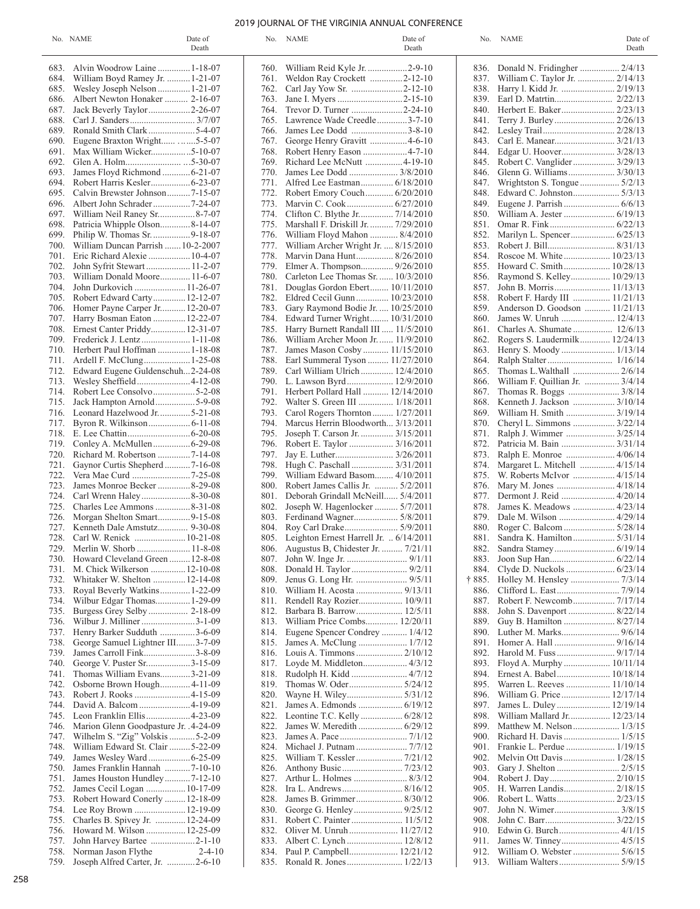| No. | NAME | Date of Death |
|---|---|---|
| 683. | Alvin Woodrow Laine | 1-18-07 |
| 684. | William Boyd Ramey Jr. | 1-21-07 |
| 685. | Wesley Joseph Nelson | 1-21-07 |
| 686. | Albert Newton Honaker | 2-16-07 |
| 687. | Jack Beverly Taylor | 2-26-07 |
| 688. | Carl J. Sanders | 3/7/07 |
| 689. | Ronald Smith Clark | 5-4-07 |
| 690. | Eugene Braxton Wright | 5-5-07 |
| 691. | Max William Wicker | 5-10-07 |
| 692. | Glen A. Holm | 5-30-07 |
| 693. | James Floyd Richmond | 6-21-07 |
| 694. | Robert Harris Kesler | 6-23-07 |
| 695. | Calvin Brewster Johnson | 7-15-07 |
| 696. | Albert John Schrader | 7-24-07 |
| 697. | William Neil Raney Sr. | 8-7-07 |
| 698. | Patricia Whipple Olson | 8-14-07 |
| 699. | Philip W. Thomas Sr. | 9-18-07 |
| 700. | William Duncan Parrish | 10-2-2007 |
| 701. | Eric Richard Alexie | 10-4-07 |
| 702. | John Syfrit Stewart | 11-2-07 |
| 703. | William Donald Moore | 11-6-07 |
| 704. | John Durkovich | 11-26-07 |
| 705. | Robert Edward Carty | 12-12-07 |
| 706. | Homer Payne Carper Jr. | 12-20-07 |
| 707. | Harry Bosman Eaton | 12-22-07 |
| 708. | Ernest Canter Priddy | 12-31-07 |
| 709. | Frederick J. Lentz | 1-11-08 |
| 710. | Herbert Paul Hoffman | 1-18-08 |
| 711. | Ardell F. McClung | 1-25-08 |
| 712. | Edward Eugene Guldenschuh | 2-24-08 |
| 713. | Wesley Sheffield | 4-12-08 |
| 714. | Robert Lee Consolvo | 5-2-08 |
| 715. | Jack Hampton Arnold | 5-9-08 |
| 716. | Leonard Hazelwood Jr. | 5-21-08 |
| 717. | Byron R. Wilkinson | 6-11-08 |
| 718. | E. Lee Chattin | 6-20-08 |
| 719. | Conley A. McMullen | 6-29-08 |
| 720. | Richard M. Robertson | 7-14-08 |
| 721. | Gaynor Curtis Shepherd | 7-16-08 |
| 722. | Vera Mae Curd | 7-25-08 |
| 723. | James Monroe Becker | 8-29-08 |
| 724. | Carl Wrenn Haley | 8-30-08 |
| 725. | Charles Lee Ammons | 8-31-08 |
| 726. | Morgan Shelton Smart | 9-15-08 |
| 727. | Kenneth Dale Amstutz | 9-30-08 |
| 728. | Carl W. Renick | 10-21-08 |
| 729. | Merlin W. Shorb | 11-8-08 |
| 730. | Howard Cleveland Green | 12-8-08 |
| 731. | M. Chick Wilkerson | 12-10-08 |
| 732. | Whitaker W. Shelton | 12-14-08 |
| 733. | Royal Beverly Watkins | 1-22-09 |
| 734. | Wilbur Edgar Thomas | 1-29-09 |
| 735. | Burgess Grey Selby | 2-18-09 |
| 736. | Wilbur J. Milliner | 3-1-09 |
| 737. | Henry Barker Sudduth | 3-6-09 |
| 738. | George Samuel Lightner III | 3-7-09 |
| 739. | James Carroll Fink | 3-8-09 |
| 740. | George V. Puster Sr. | 3-15-09 |
| 741. | Thomas William Evans | 3-21-09 |
| 742. | Osborne Brown Hough | 4-11-09 |
| 743. | Robert J. Rooks | 4-15-09 |
| 744. | David A. Balcom | 4-19-09 |
| 745. | Leon Franklin Ellis | 4-23-09 |
| 746. | Marion Glenn Goodpasture Jr. | 4-24-09 |
| 747. | Wilhelm S. "Zig" Volskis | 5-2-09 |
| 748. | William Edward St. Clair | 5-22-09 |
| 749. | James Wesley Ward | 6-25-09 |
| 750. | James Franklin Hannah | 7-10-10 |
| 751. | James Houston Hundley | 7-12-10 |
| 752. | James Cecil Logan | 10-17-09 |
| 753. | Robert Howard Conerly | 12-18-09 |
| 754. | Lee Roy Brown | 12-19-09 |
| 755. | Charles B. Spivey Jr. | 12-24-09 |
| 756. | Howard M. Wilson | 12-25-09 |
| 757. | John Harvey Bartee | 2-1-10 |
| 758. | Norman Jason Flythe | 2-4-10 |
| 759. | Joseph Alfred Carter, Jr. | 2-6-10 |
| 760. | William Reid Kyle Jr. | 2-9-10 |
| 761. | Weldon Ray Crockett | 2-12-10 |
| 762. | Carl Jay Yow Sr. | 2-12-10 |
| 763. | Jane I. Myers | 2-15-10 |
| 764. | Trevor D. Turner | 2-24-10 |
| 765. | Lawrence Wade Creedle | 3-7-10 |
| 766. | James Lee Dodd | 3-8-10 |
| 767. | George Henry Gravitt | 4-6-10 |
| 768. | Robert Henry Eason | 4-7-10 |
| 769. | Richard Lee McNutt | 4-19-10 |
| 770. | James Lee Dodd | 3/8/2010 |
| 771. | Alfred Lee Eastman | 6/18/2010 |
| 772. | Robert Emory Couch | 6/20/2010 |
| 773. | Marvin C. Cook | 6/27/2010 |
| 774. | Clifton C. Blythe Jr. | 7/14/2010 |
| 775. | Marshall F. Driskill Jr. | 7/29/2010 |
| 776. | William Floyd Mahon | 8/4/2010 |
| 777. | William Archer Wright Jr. | 8/15/2010 |
| 778. | Marvin Dana Hunt | 8/26/2010 |
| 779. | Elmer A. Thompson | 9/26/2010 |
| 780. | Carleton Lee Thomas Sr. | 10/3/2010 |
| 781. | Douglas Gordon Ebert | 10/11/2010 |
| 782. | Eldred Cecil Gunn | 10/23/2010 |
| 783. | Gary Raymond Bodie Jr. | 10/25/2010 |
| 784. | Edward Turner Wright | 10/31/2010 |
| 785. | Harry Burnett Randall III | 11/5/2010 |
| 786. | William Archer Moon Jr. | 11/9/2010 |
| 787. | James Mason Cosby | 11/15/2010 |
| 788. | Earl Summeral Tyson | 11/27/2010 |
| 789. | Carl William Ulrich | 12/4/2010 |
| 790. | L. Lawson Byrd | 12/9/2010 |
| 791. | Herbert Pollard Hall | 12/14/2010 |
| 792. | Walter S. Green III | 1/18/2011 |
| 793. | Carol Rogers Thornton | 1/27/2011 |
| 794. | Marcus Herrin Bloodworth | 3/13/2011 |
| 795. | Joseph T. Carson Jr. | 3/15/2011 |
| 796. | Robert E. Taylor | 3/16/2011 |
| 797. | Jay E. Luther | 3/26/2011 |
| 798. | Hugh C. Paschall | 3/31/2011 |
| 799. | William Edward Basom | 4/10/2011 |
| 800. | Robert James Callis Jr. | 5/2/2011 |
| 801. | Deborah Grindall McNeill | 5/4/2011 |
| 802. | Joseph W. Hagenlocker | 5/7/2011 |
| 803. | Ferdinand Wagner | 5/8/2011 |
| 804. | Roy Carl Drake | 5/9/2011 |
| 805. | Leighton Ernest Harrell Jr. | 6/14/2011 |
| 806. | Augustus B, Chidester Jr. | 7/21/11 |
| 807. | John W. Inge Jr. | 9/1/11 |
| 808. | Donald H. Taylor | 9/2/11 |
| 809. | Jenus G. Long Hr. | 9/5/11 |
| 810. | William H. Acosta | 9/13/11 |
| 811. | Rendell Ray Rozier | 10/9/11 |
| 812. | Barbara B. Barrow | 12/5/11 |
| 813. | William Price Combs | 12/20/11 |
| 814. | Eugene Spencer Condrey | 1/4/12 |
| 815. | James A. McClung | 1/7/12 |
| 816. | Louis A. Timmons | 2/10/12 |
| 817. | Loyde M. Middleton | 4/3/12 |
| 818. | Rudolph H. Kidd | 4/7/12 |
| 819. | Thomas W. Oder | 5/24/12 |
| 820. | Wayne H. Wiley | 5/31/12 |
| 821. | James A. Edmonds | 6/19/12 |
| 822. | Leontine T.C. Kelly | 6/28/12 |
| 822. | James W. Meredith | 6/29/12 |
| 823. | James A. Pace | 7/1/12 |
| 824. | Michael J. Putnam | 7/7/12 |
| 825. | William T. Kessler | 7/21/12 |
| 826. | Anthony Busic | 7/23/12 |
| 827. | Arthur L. Holmes | 8/3/12 |
| 828. | Ira L. Andrews | 8/16/12 |
| 828. | James B. Grimmer | 8/30/12 |
| 830. | George G. Henley | 9/25/12 |
| 831. | Robert C. Painter | 11/5/12 |
| 832. | Oliver M. Unruh | 11/27/12 |
| 833. | Albert C. Lynch | 12/8/12 |
| 834. | Paul P. Campbell | 12/21/12 |
| 835. | Ronald R. Jones | 1/22/13 |
| 836. | Donald N. Fridingher | 2/4/13 |
| 837. | William C. Taylor Jr. | 2/14/13 |
| 838. | Harry l. Kidd Jr. | 2/19/13 |
| 839. | Earl D. Matrtin | 2/22/13 |
| 840. | Herbert E. Baker | 2/23/13 |
| 841. | Terry J. Burley | 2/26/13 |
| 842. | Lesley Trail | 2/28/13 |
| 843. | Carl E. Manear | 3/21/13 |
| 844. | Edgar U. Hoover | 3/28/13 |
| 845. | Robert C. Vanglider | 3/29/13 |
| 846. | Glenn G. Williams | 3/30/13 |
| 847. | Wrightston S. Tongue | 5/2/13 |
| 848. | Edward C. Johnston | 5/3/13 |
| 849. | Eugene J. Parrish | 6/6/13 |
| 850. | William A. Jester | 6/19/13 |
| 851. | Omar R. Fink | 6/22/13 |
| 852. | Marilyn L. Spencer | 6/25/13 |
| 853. | Robert J. Bill | 8/31/13 |
| 854. | Roscoe M. White | 10/23/13 |
| 855. | Howard C. Smith | 10/28/13 |
| 856. | Raymond S. Kelley | 10/29/13 |
| 857. | John B. Morris | 11/13/13 |
| 858. | Robert F. Hardy III | 11/21/13 |
| 859. | Anderson D. Goodson | 11/21/13 |
| 860. | James W. Unruh | 12/4/13 |
| 861. | Charles A. Shumate | 12/6/13 |
| 862. | Rogers S. Laudermilk | 12/24/13 |
| 863. | Henry S. Moody | 1/13/14 |
| 864. | Ralph Stalter | 1/16/14 |
| 865. | Thomas L.Walthall | 2/6/14 |
| 866. | William F. Quillian Jr. | 3/4/14 |
| 867. | Thomas R. Boggs | 3/8/14 |
| 868. | Kenneth J. Jackson | 3/10/14 |
| 869. | William H. Smith | 3/19/14 |
| 870. | Cheryl L. Simmons | 3/22/14 |
| 871. | Ralph J. Wimmer | 3/25/14 |
| 872. | Patricia M. Bain | 3/31/14 |
| 873. | Ralph E. Monroe | 4/06/14 |
| 874. | Margaret L. Mitchell | 4/15/14 |
| 875. | W. Roberts McIvor | 4/15/14 |
| 876. | Mary M. Jones | 4/18/14 |
| 877. | Dermont J. Reid | 4/20/14 |
| 878. | James K. Meadows | 4/23/14 |
| 879. | Dale M. Wilson | 4/29/14 |
| 880. | Roger C. Balcom | 5/28/14 |
| 881. | Sandra K. Hamilton | 5/31/14 |
| 882. | Sandra Stamey | 6/19/14 |
| 883. | Joon Sup Han | 6/22/14 |
| 884. | Clyde D. Nuckols | 6/23/14 |
| † 885. | Holley M. Hensley | 7/3/14 |
| 886. | Clifford L. East | 7/9/14 |
| 887. | Robert F. Newcomb | 7/17/14 |
| 888. | John S. Davenport | 8/22/14 |
| 889. | Guy B. Hamilton | 8/27/14 |
| 890. | Luther M. Marks | 9/6/14 |
| 891. | Homer A. Hall | 9/16/14 |
| 892. | Harold M. Fuss | 9/17/14 |
| 893. | Floyd A. Murphy | 10/11/14 |
| 894. | Ernest A. Babel | 10/18/14 |
| 895. | Warren L. Reeves | 11/10/14 |
| 896. | William G. Price | 12/17/14 |
| 897. | James L. Duley | 12/19/14 |
| 898. | William Mallard Jr. | 12/23/14 |
| 899. | Matthew M. Nelson | 1/3/15 |
| 900. | Richard H. Davis | 1/5/15 |
| 901. | Frankie L. Perdue | 1/19/15 |
| 902. | Melvin Ott Davis | 1/28/15 |
| 903. | Gary J. Shelton | 2/5/15 |
| 904. | Robert J. Day | 2/10/15 |
| 905. | H. Warren Landis | 2/18/15 |
| 906. | Robert L. Watts | 2/23/15 |
| 907. | John N. Wimer | 3/8/15 |
| 908. | John C. Barr | 3/22/15 |
| 910. | Edwin G. Burch | 4/1/15 |
| 911. | James W. Tinney | 4/5/15 |
| 912. | William O. Webster | 5/6/15 |
| 913. | William Walters | 5/9/15 |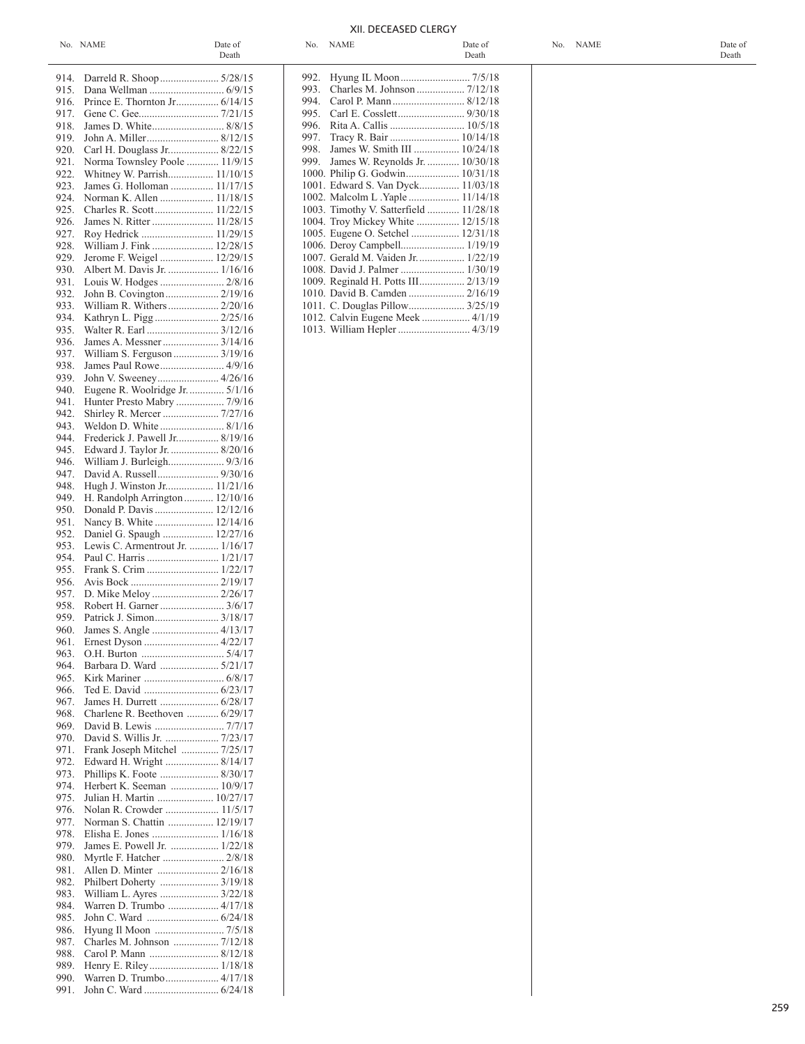## XII. DECEASED CLERGY

| No. | NAME | Date of Death |
|---|---|---|
| 914. | Darreld R. Shoop | 5/28/15 |
| 915. | Dana Wellman | 6/9/15 |
| 916. | Prince E. Thornton Jr. | 6/14/15 |
| 917. | Gene C. Gee | 7/21/15 |
| 918. | James D. White | 8/8/15 |
| 919. | John A. Miller | 8/12/15 |
| 920. | Carl H. Douglass Jr. | 8/22/15 |
| 921. | Norma Townsley Poole | 11/9/15 |
| 922. | Whitney W. Parrish | 11/10/15 |
| 923. | James G. Holloman | 11/17/15 |
| 924. | Norman K. Allen | 11/18/15 |
| 925. | Charles R. Scott | 11/22/15 |
| 926. | James N. Ritter | 11/28/15 |
| 927. | Roy Hedrick | 11/29/15 |
| 928. | William J. Fink | 12/28/15 |
| 929. | Jerome F. Weigel | 12/29/15 |
| 930. | Albert M. Davis Jr. | 1/16/16 |
| 931. | Louis W. Hodges | 2/8/16 |
| 932. | John B. Covington | 2/19/16 |
| 933. | William R. Withers | 2/20/16 |
| 934. | Kathryn L. Pigg | 2/25/16 |
| 935. | Walter R. Earl | 3/12/16 |
| 936. | James A. Messner | 3/14/16 |
| 937. | William S. Ferguson | 3/19/16 |
| 938. | James Paul Rowe | 4/9/16 |
| 939. | John V. Sweeney | 4/26/16 |
| 940. | Eugene R. Woolridge Jr. | 5/1/16 |
| 941. | Hunter Presto Mabry | 7/9/16 |
| 942. | Shirley R. Mercer | 7/27/16 |
| 943. | Weldon D. White | 8/1/16 |
| 944. | Frederick J. Pawell Jr. | 8/19/16 |
| 945. | Edward J. Taylor Jr. | 8/20/16 |
| 946. | William J. Burleigh | 9/3/16 |
| 947. | David A. Russell | 9/30/16 |
| 948. | Hugh J. Winston Jr. | 11/21/16 |
| 949. | H. Randolph Arrington | 12/10/16 |
| 950. | Donald P. Davis | 12/12/16 |
| 951. | Nancy B. White | 12/14/16 |
| 952. | Daniel G. Spaugh | 12/27/16 |
| 953. | Lewis C. Armentrout Jr. | 1/16/17 |
| 954. | Paul C. Harris | 1/21/17 |
| 955. | Frank S. Crim | 1/22/17 |
| 956. | Avis Bock | 2/19/17 |
| 957. | D. Mike Meloy | 2/26/17 |
| 958. | Robert H. Garner | 3/6/17 |
| 959. | Patrick J. Simon | 3/18/17 |
| 960. | James S. Angle | 4/13/17 |
| 961. | Ernest Dyson | 4/22/17 |
| 963. | O.H. Burton | 5/4/17 |
| 964. | Barbara D. Ward | 5/21/17 |
| 965. | Kirk Mariner | 6/8/17 |
| 966. | Ted E. David | 6/23/17 |
| 967. | James H. Durrett | 6/28/17 |
| 968. | Charlene R. Beethoven | 6/29/17 |
| 969. | David B. Lewis | 7/7/17 |
| 970. | David S. Willis Jr. | 7/23/17 |
| 971. | Frank Joseph Mitchel | 7/25/17 |
| 972. | Edward H. Wright | 8/14/17 |
| 973. | Phillips K. Foote | 8/30/17 |
| 974. | Herbert K. Seeman | 10/9/17 |
| 975. | Julian H. Martin | 10/27/17 |
| 976. | Nolan R. Crowder | 11/5/17 |
| 977. | Norman S. Chattin | 12/19/17 |
| 978. | Elisha E. Jones | 1/16/18 |
| 979. | James E. Powell Jr. | 1/22/18 |
| 980. | Myrtle F. Hatcher | 2/8/18 |
| 981. | Allen D. Minter | 2/16/18 |
| 982. | Philbert Doherty | 3/19/18 |
| 983. | William L. Ayres | 3/22/18 |
| 984. | Warren D. Trumbo | 4/17/18 |
| 985. | John C. Ward | 6/24/18 |
| 986. | Hyung Il Moon | 7/5/18 |
| 987. | Charles M. Johnson | 7/12/18 |
| 988. | Carol P. Mann | 8/12/18 |
| 989. | Henry E. Riley | 1/18/18 |
| 990. | Warren D. Trumbo | 4/17/18 |
| 991. | John C. Ward | 6/24/18 |
| 992. | Hyung IL Moon | 7/5/18 |
| 993. | Charles M. Johnson | 7/12/18 |
| 994. | Carol P. Mann | 8/12/18 |
| 995. | Carl E. Cosslett | 9/30/18 |
| 996. | Rita A. Callis | 10/5/18 |
| 997. | Tracy R. Bair | 10/14/18 |
| 998. | James W. Smith III | 10/24/18 |
| 999. | James W. Reynolds Jr. | 10/30/18 |
| 1000. | Philip G. Godwin | 10/31/18 |
| 1001. | Edward S. Van Dyck | 11/03/18 |
| 1002. | Malcolm L .Yaple | 11/14/18 |
| 1003. | Timothy V. Satterfield | 11/28/18 |
| 1004. | Troy Mickey White | 12/15/18 |
| 1005. | Eugene O. Setchel | 12/31/18 |
| 1006. | Deroy Campbell | 1/19/19 |
| 1007. | Gerald M. Vaiden Jr. | 1/22/19 |
| 1008. | David J. Palmer | 1/30/19 |
| 1009. | Reginald H. Potts III | 2/13/19 |
| 1010. | David B. Camden | 2/16/19 |
| 1011. | C. Douglas Pillow | 3/25/19 |
| 1012. | Calvin Eugene Meek | 4/1/19 |
| 1013. | William Hepler | 4/3/19 |